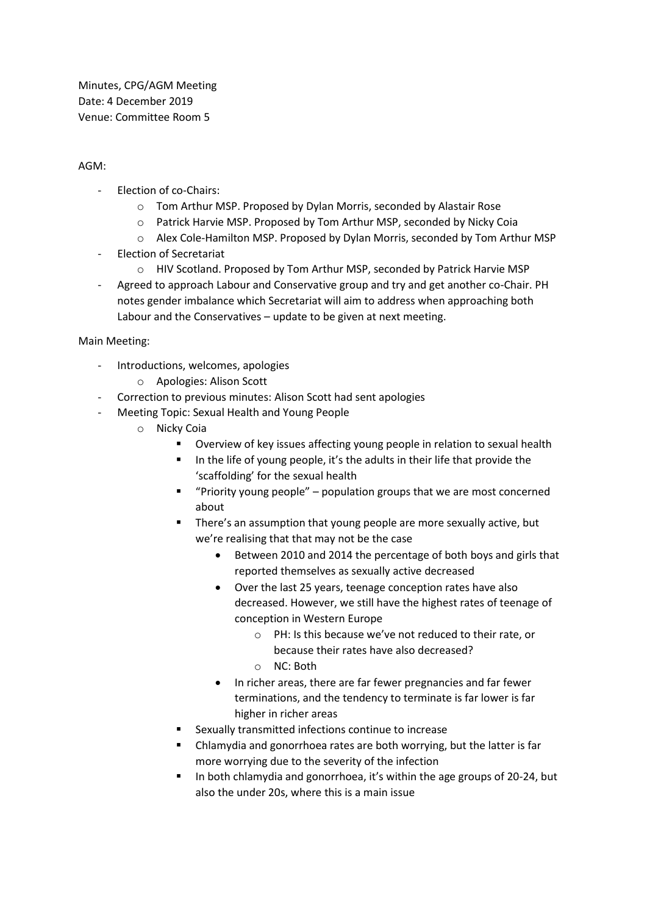Minutes, CPG/AGM Meeting
Date: 4 December 2019
Venue: Committee Room 5

AGM:

- Election of co-Chairs:
  - Tom Arthur MSP. Proposed by Dylan Morris, seconded by Alastair Rose
  - Patrick Harvie MSP. Proposed by Tom Arthur MSP, seconded by Nicky Coia
  - Alex Cole-Hamilton MSP. Proposed by Dylan Morris, seconded by Tom Arthur MSP
- Election of Secretariat
  - HIV Scotland. Proposed by Tom Arthur MSP, seconded by Patrick Harvie MSP
- Agreed to approach Labour and Conservative group and try and get another co-Chair. PH notes gender imbalance which Secretariat will aim to address when approaching both Labour and the Conservatives – update to be given at next meeting.

Main Meeting:

- Introductions, welcomes, apologies
  - Apologies: Alison Scott
- Correction to previous minutes: Alison Scott had sent apologies
- Meeting Topic: Sexual Health and Young People
  - Nicky Coia
    - Overview of key issues affecting young people in relation to sexual health
    - In the life of young people, it's the adults in their life that provide the 'scaffolding' for the sexual health
    - "Priority young people" – population groups that we are most concerned about
    - There's an assumption that young people are more sexually active, but we're realising that that may not be the case
      - Between 2010 and 2014 the percentage of both boys and girls that reported themselves as sexually active decreased
      - Over the last 25 years, teenage conception rates have also decreased. However, we still have the highest rates of teenage of conception in Western Europe
        - PH: Is this because we've not reduced to their rate, or because their rates have also decreased?
        - NC: Both
      - In richer areas, there are far fewer pregnancies and far fewer terminations, and the tendency to terminate is far lower is far higher in richer areas
    - Sexually transmitted infections continue to increase
    - Chlamydia and gonorrhoea rates are both worrying, but the latter is far more worrying due to the severity of the infection
    - In both chlamydia and gonorrhoea, it's within the age groups of 20-24, but also the under 20s, where this is a main issue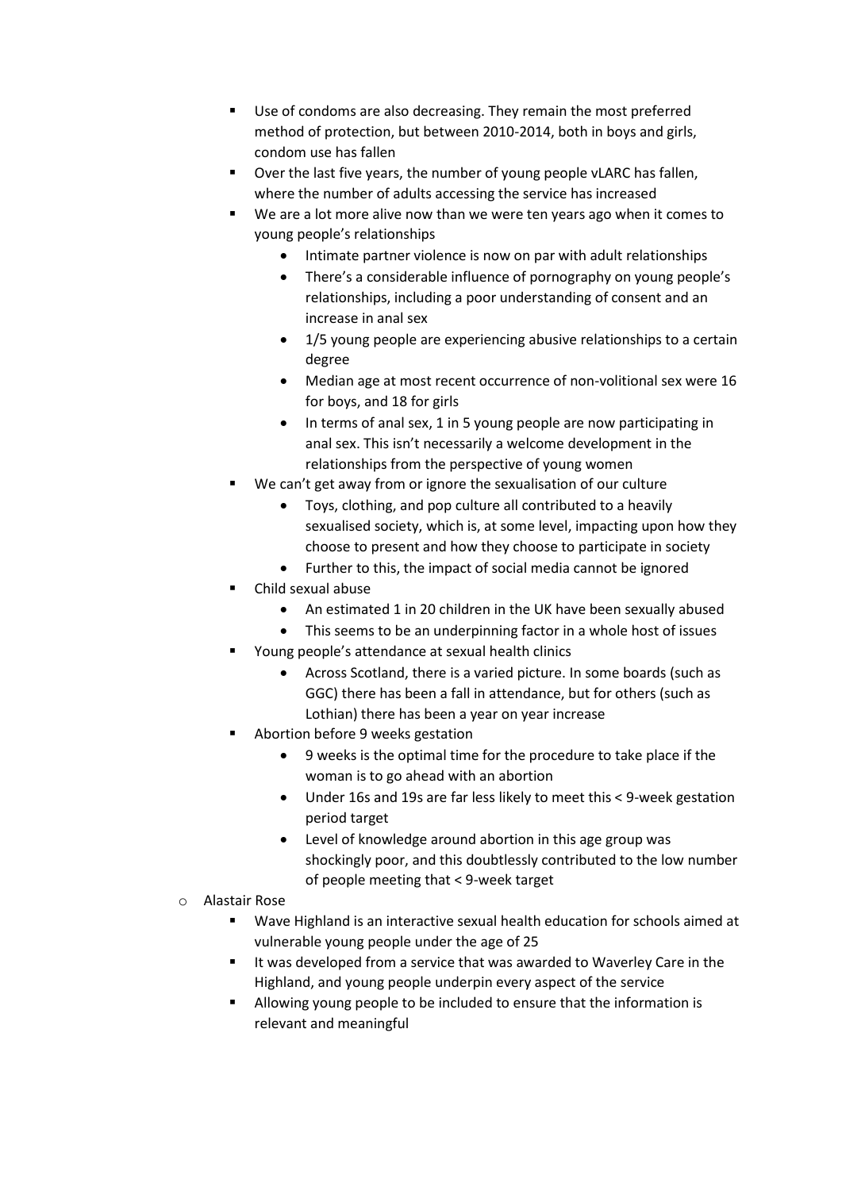- Use of condoms are also decreasing. They remain the most preferred method of protection, but between 2010-2014, both in boys and girls, condom use has fallen
    - Over the last five years, the number of young people vLARC has fallen, where the number of adults accessing the service has increased
    - We are a lot more alive now than we were ten years ago when it comes to young people's relationships
      - Intimate partner violence is now on par with adult relationships
      - There's a considerable influence of pornography on young people's relationships, including a poor understanding of consent and an increase in anal sex
      - 1/5 young people are experiencing abusive relationships to a certain degree
      - Median age at most recent occurrence of non-volitional sex were 16 for boys, and 18 for girls
      - In terms of anal sex, 1 in 5 young people are now participating in anal sex. This isn't necessarily a welcome development in the relationships from the perspective of young women
    - We can't get away from or ignore the sexualisation of our culture
      - Toys, clothing, and pop culture all contributed to a heavily sexualised society, which is, at some level, impacting upon how they choose to present and how they choose to participate in society
      - Further to this, the impact of social media cannot be ignored
    - Child sexual abuse
      - An estimated 1 in 20 children in the UK have been sexually abused
      - This seems to be an underpinning factor in a whole host of issues
    - Young people's attendance at sexual health clinics
      - Across Scotland, there is a varied picture. In some boards (such as GGC) there has been a fall in attendance, but for others (such as Lothian) there has been a year on year increase
    - Abortion before 9 weeks gestation
      - 9 weeks is the optimal time for the procedure to take place if the woman is to go ahead with an abortion
      - Under 16s and 19s are far less likely to meet this < 9-week gestation period target
      - Level of knowledge around abortion in this age group was shockingly poor, and this doubtlessly contributed to the low number of people meeting that < 9-week target
  - Alastair Rose
    - Wave Highland is an interactive sexual health education for schools aimed at vulnerable young people under the age of 25
    - It was developed from a service that was awarded to Waverley Care in the Highland, and young people underpin every aspect of the service
    - Allowing young people to be included to ensure that the information is relevant and meaningful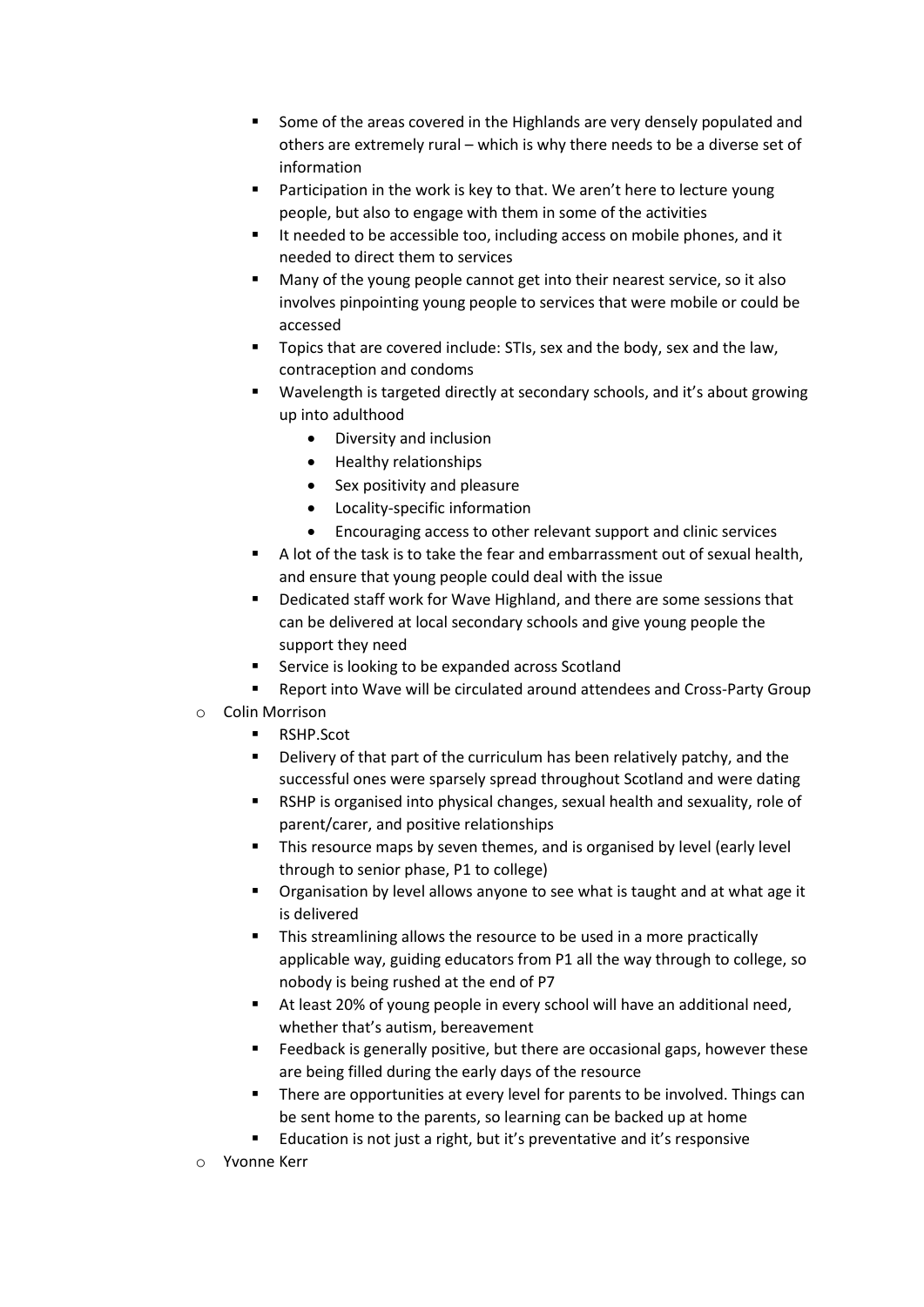- Some of the areas covered in the Highlands are very densely populated and others are extremely rural – which is why there needs to be a diverse set of information
    - Participation in the work is key to that. We aren't here to lecture young people, but also to engage with them in some of the activities
    - It needed to be accessible too, including access on mobile phones, and it needed to direct them to services
    - Many of the young people cannot get into their nearest service, so it also involves pinpointing young people to services that were mobile or could be accessed
    - Topics that are covered include: STIs, sex and the body, sex and the law, contraception and condoms
    - Wavelength is targeted directly at secondary schools, and it's about growing up into adulthood
      - Diversity and inclusion
      - Healthy relationships
      - Sex positivity and pleasure
      - Locality-specific information
      - Encouraging access to other relevant support and clinic services
    - A lot of the task is to take the fear and embarrassment out of sexual health, and ensure that young people could deal with the issue
    - Dedicated staff work for Wave Highland, and there are some sessions that can be delivered at local secondary schools and give young people the support they need
    - Service is looking to be expanded across Scotland
    - Report into Wave will be circulated around attendees and Cross-Party Group
  - Colin Morrison
    - RSHP.Scot
    - Delivery of that part of the curriculum has been relatively patchy, and the successful ones were sparsely spread throughout Scotland and were dating
    - RSHP is organised into physical changes, sexual health and sexuality, role of parent/carer, and positive relationships
    - This resource maps by seven themes, and is organised by level (early level through to senior phase, P1 to college)
    - Organisation by level allows anyone to see what is taught and at what age it is delivered
    - This streamlining allows the resource to be used in a more practically applicable way, guiding educators from P1 all the way through to college, so nobody is being rushed at the end of P7
    - At least 20% of young people in every school will have an additional need, whether that's autism, bereavement
    - Feedback is generally positive, but there are occasional gaps, however these are being filled during the early days of the resource
    - There are opportunities at every level for parents to be involved. Things can be sent home to the parents, so learning can be backed up at home
    - Education is not just a right, but it's preventative and it's responsive
  - Yvonne Kerr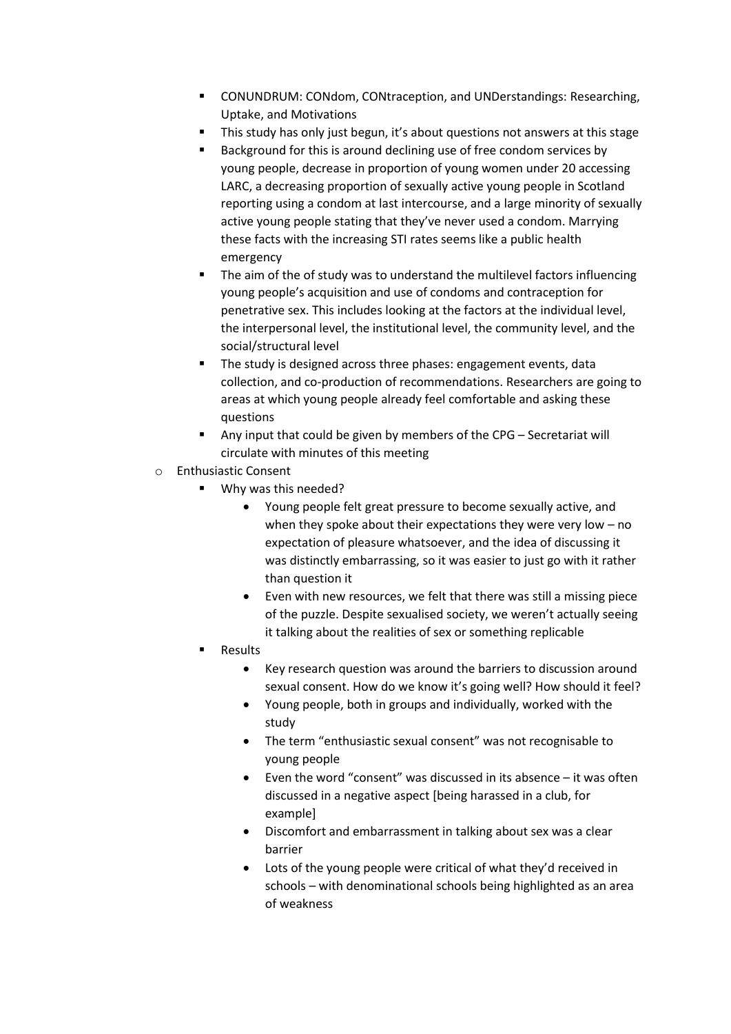- CONUNDRUM: CONdom, CONtraception, and UNDerstandings: Researching, Uptake, and Motivations
    - This study has only just begun, it's about questions not answers at this stage
    - Background for this is around declining use of free condom services by young people, decrease in proportion of young women under 20 accessing LARC, a decreasing proportion of sexually active young people in Scotland reporting using a condom at last intercourse, and a large minority of sexually active young people stating that they've never used a condom. Marrying these facts with the increasing STI rates seems like a public health emergency
    - The aim of the of study was to understand the multilevel factors influencing young people's acquisition and use of condoms and contraception for penetrative sex. This includes looking at the factors at the individual level, the interpersonal level, the institutional level, the community level, and the social/structural level
    - The study is designed across three phases: engagement events, data collection, and co-production of recommendations. Researchers are going to areas at which young people already feel comfortable and asking these questions
    - Any input that could be given by members of the CPG – Secretariat will circulate with minutes of this meeting
  - Enthusiastic Consent
    - Why was this needed?
      - Young people felt great pressure to become sexually active, and when they spoke about their expectations they were very low – no expectation of pleasure whatsoever, and the idea of discussing it was distinctly embarrassing, so it was easier to just go with it rather than question it
      - Even with new resources, we felt that there was still a missing piece of the puzzle. Despite sexualised society, we weren't actually seeing it talking about the realities of sex or something replicable
    - Results
      - Key research question was around the barriers to discussion around sexual consent. How do we know it's going well? How should it feel?
      - Young people, both in groups and individually, worked with the study
      - The term "enthusiastic sexual consent" was not recognisable to young people
      - Even the word "consent" was discussed in its absence – it was often discussed in a negative aspect [being harassed in a club, for example]
      - Discomfort and embarrassment in talking about sex was a clear barrier
      - Lots of the young people were critical of what they'd received in schools – with denominational schools being highlighted as an area of weakness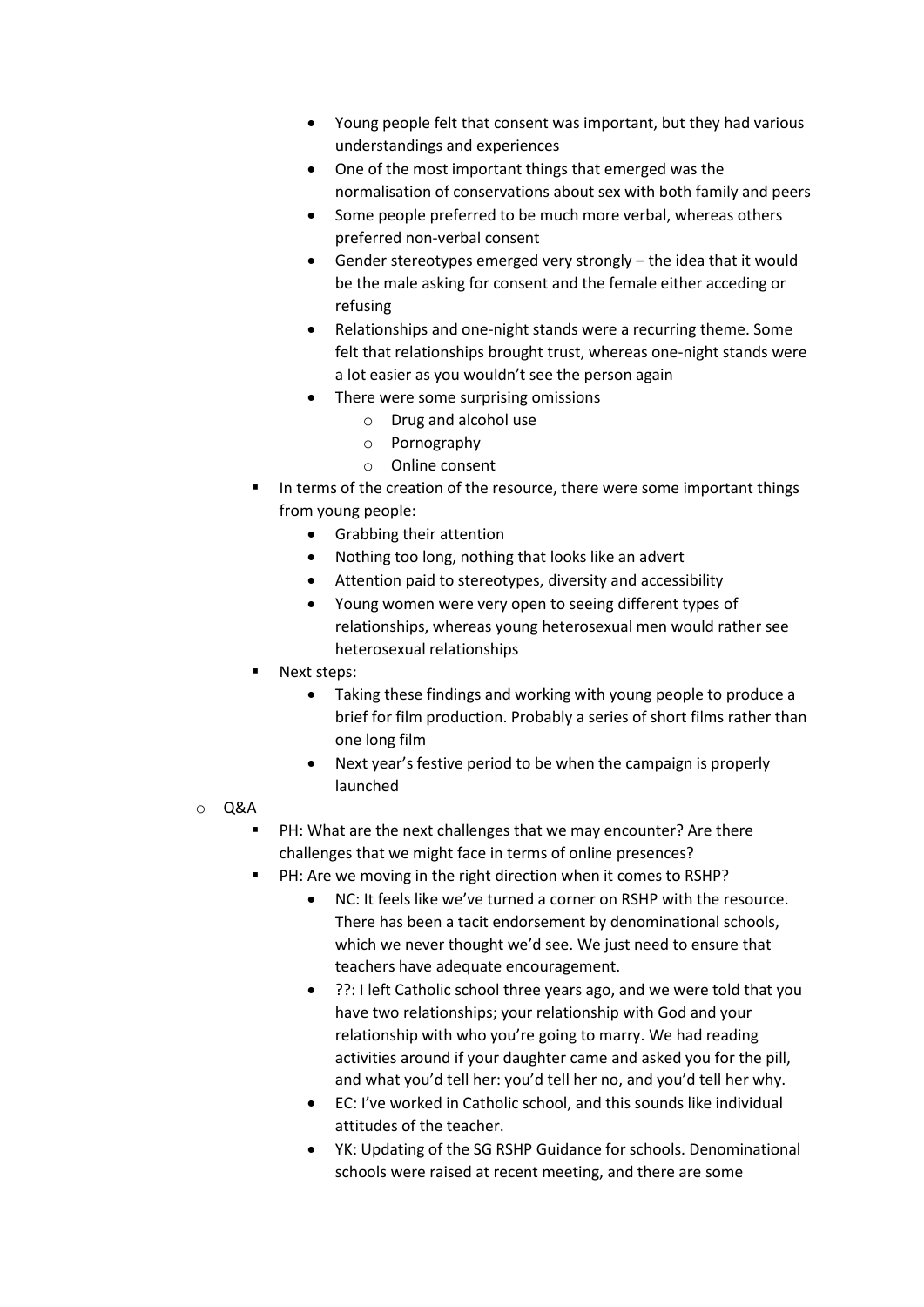- Young people felt that consent was important, but they had various understandings and experiences
        - One of the most important things that emerged was the normalisation of conservations about sex with both family and peers
        - Some people preferred to be much more verbal, whereas others preferred non-verbal consent
        - Gender stereotypes emerged very strongly – the idea that it would be the male asking for consent and the female either acceding or refusing
        - Relationships and one-night stands were a recurring theme. Some felt that relationships brought trust, whereas one-night stands were a lot easier as you wouldn't see the person again
        - There were some surprising omissions
            - Drug and alcohol use
            - Pornography
            - Online consent
    - In terms of the creation of the resource, there were some important things from young people:
        - Grabbing their attention
        - Nothing too long, nothing that looks like an advert
        - Attention paid to stereotypes, diversity and accessibility
        - Young women were very open to seeing different types of relationships, whereas young heterosexual men would rather see heterosexual relationships
    - Next steps:
        - Taking these findings and working with young people to produce a brief for film production. Probably a series of short films rather than one long film
        - Next year's festive period to be when the campaign is properly launched
- Q&A
    - PH: What are the next challenges that we may encounter? Are there challenges that we might face in terms of online presences?
    - PH: Are we moving in the right direction when it comes to RSHP?
        - NC: It feels like we've turned a corner on RSHP with the resource. There has been a tacit endorsement by denominational schools, which we never thought we'd see. We just need to ensure that teachers have adequate encouragement.
        - ??: I left Catholic school three years ago, and we were told that you have two relationships; your relationship with God and your relationship with who you're going to marry. We had reading activities around if your daughter came and asked you for the pill, and what you'd tell her: you'd tell her no, and you'd tell her why.
        - EC: I've worked in Catholic school, and this sounds like individual attitudes of the teacher.
        - YK: Updating of the SG RSHP Guidance for schools. Denominational schools were raised at recent meeting, and there are some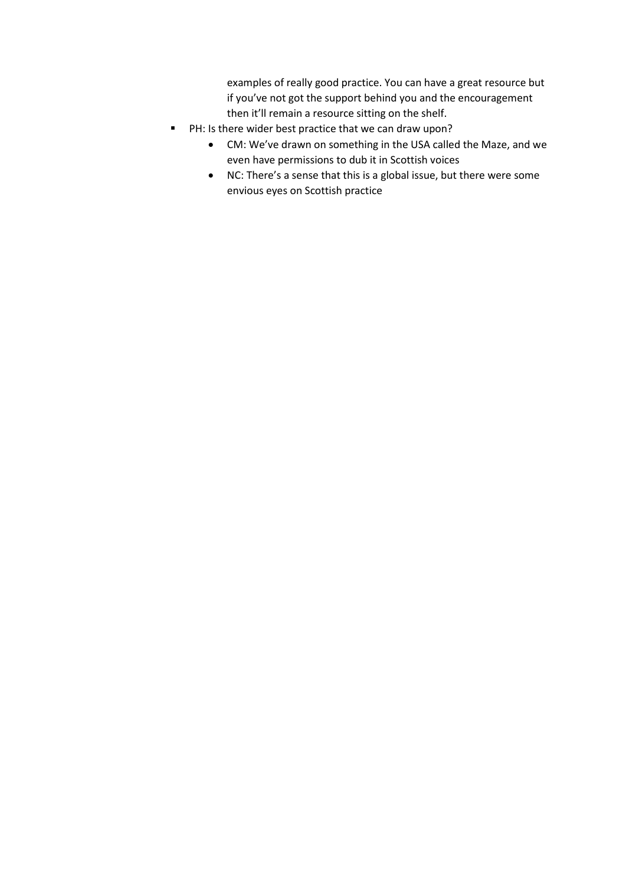examples of really good practice. You can have a great resource but if you've not got the support behind you and the encouragement then it'll remain a resource sitting on the shelf.

- PH: Is there wider best practice that we can draw upon?
  - CM: We've drawn on something in the USA called the Maze, and we even have permissions to dub it in Scottish voices
  - NC: There's a sense that this is a global issue, but there were some envious eyes on Scottish practice